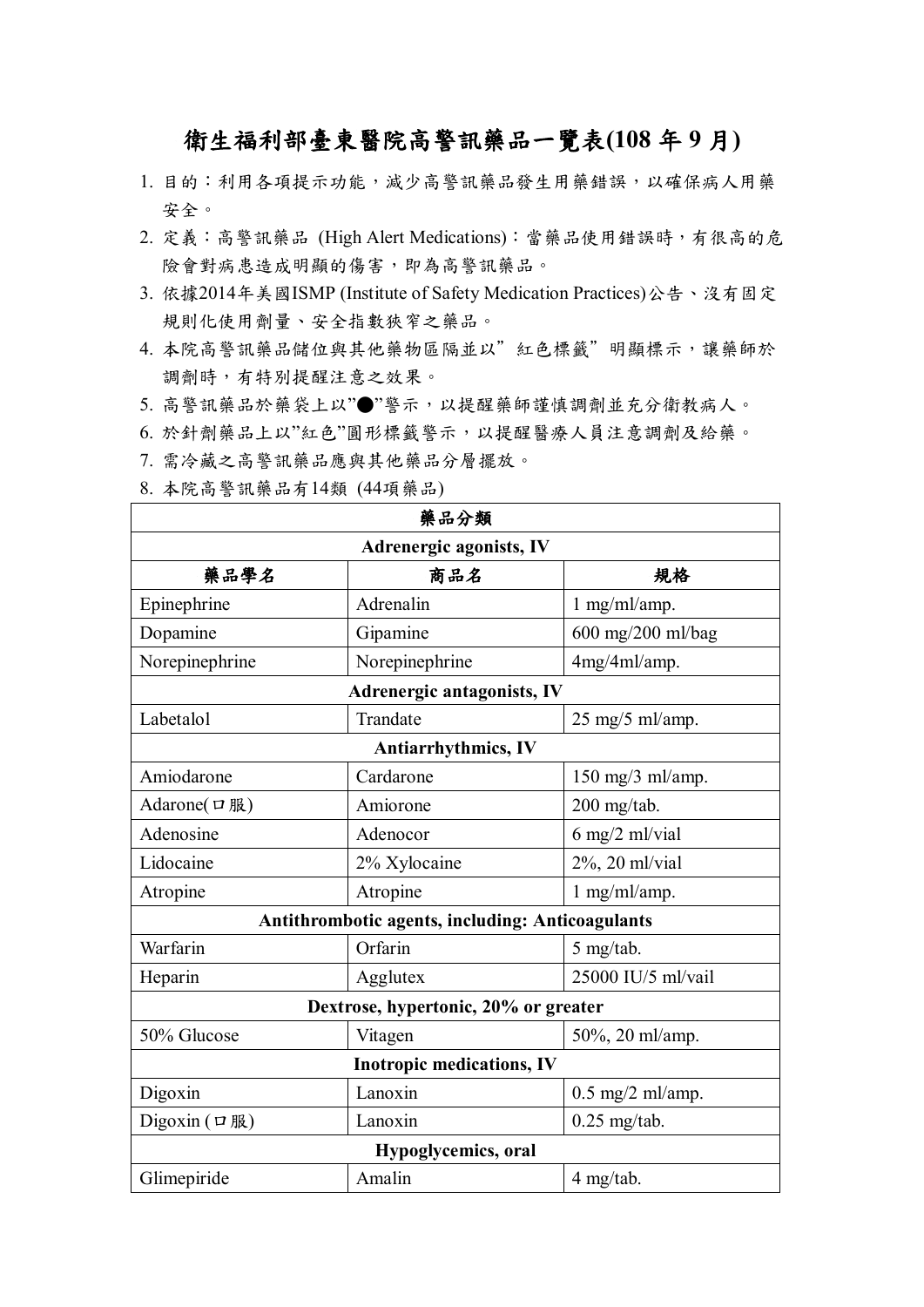# 衛生福利部臺東醫院高警訊藥品一覽表(108 年 9 月)

1. 目的：利用各項提示功能，減少高警訊藥品發生用藥錯誤，以確保病人用藥安全。
2. 定義：高警訊藥品 (High Alert Medications)：當藥品使用錯誤時，有很高的危險會對病患造成明顯的傷害，即為高警訊藥品。
3. 依據2014年美國ISMP (Institute of Safety Medication Practices)公告、沒有固定規則化使用劑量、安全指數狹窄之藥品。
4. 本院高警訊藥品儲位與其他藥物區隔並以”紅色標籤”明顯標示，讓藥師於調劑時，有特別提醒注意之效果。
5. 高警訊藥品於藥袋上以”●”警示，以提醒藥師謹慎調劑並充分衛教病人。
6. 於針劑藥品上以”紅色”圓形標籤警示，以提醒醫療人員注意調劑及給藥。
7. 需冷藏之高警訊藥品應與其他藥品分層擺放。
8. 本院高警訊藥品有14類 (44項藥品)

| 藥品分類 | | |
|---|---|---|
| **Adrenergic agonists, IV** | | |
| **藥品學名** | **商品名** | **規格** |
| Epinephrine | Adrenalin | 1 mg/ml/amp. |
| Dopamine | Gipamine | 600 mg/200 ml/bag |
| Norepinephrine | Norepinephrine | 4mg/4ml/amp. |
| **Adrenergic antagonists, IV** | | |
| Labetalol | Trandate | 25 mg/5 ml/amp. |
| **Antiarrhythmics, IV** | | |
| Amiodarone | Cardarone | 150 mg/3 ml/amp. |
| Adarone(口服) | Amiorone | 200 mg/tab. |
| Adenosine | Adenocor | 6 mg/2 ml/vial |
| Lidocaine | 2% Xylocaine | 2%, 20 ml/vial |
| Atropine | Atropine | 1 mg/ml/amp. |
| **Antithrombotic agents, including: Anticoagulants** | | |
| Warfarin | Orfarin | 5 mg/tab. |
| Heparin | Agglutex | 25000 IU/5 ml/vail |
| **Dextrose, hypertonic, 20% or greater** | | |
| 50% Glucose | Vitagen | 50%, 20 ml/amp. |
| **Inotropic medications, IV** | | |
| Digoxin | Lanoxin | 0.5 mg/2 ml/amp. |
| Digoxin (口服) | Lanoxin | 0.25 mg/tab. |
| **Hypoglycemics, oral** | | |
| Glimepiride | Amalin | 4 mg/tab. |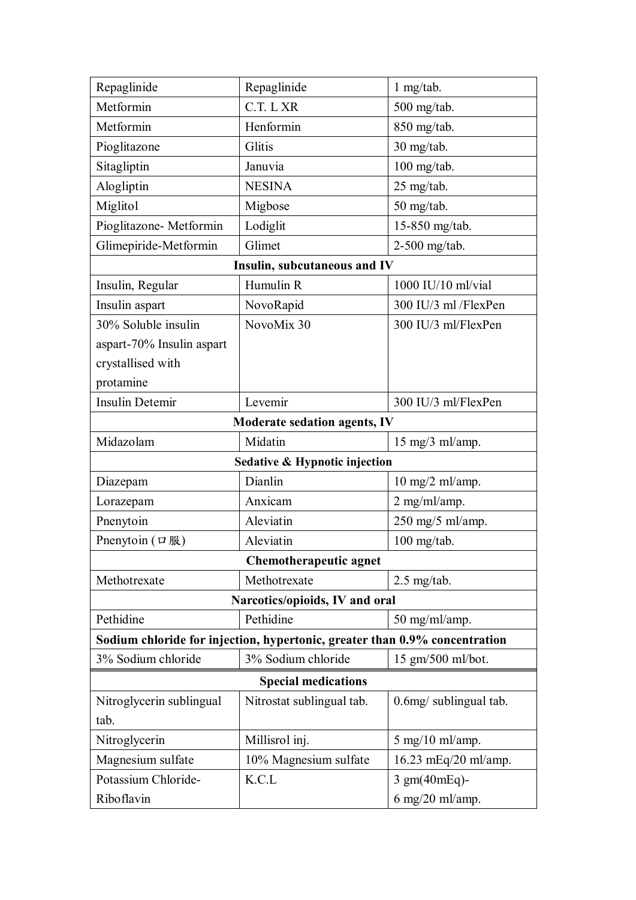| | | |
|---|---|---|
| Repaglinide | Repaglinide | 1 mg/tab. |
| Metformin | C.T. L XR | 500 mg/tab. |
| Metformin | Henformin | 850 mg/tab. |
| Pioglitazone | Glitis | 30 mg/tab. |
| Sitagliptin | Januvia | 100 mg/tab. |
| Alogliptin | NESINA | 25 mg/tab. |
| Miglitol | Migbose | 50 mg/tab. |
| Pioglitazone- Metformin | Lodiglit | 15-850 mg/tab. |
| Glimepiride-Metformin | Glimet | 2-500 mg/tab. |
| **Insulin, subcutaneous and IV** | | |
| Insulin, Regular | Humulin R | 1000 IU/10 ml/vial |
| Insulin aspart | NovoRapid | 300 IU/3 ml /FlexPen |
| 30% Soluble insulin aspart-70% Insulin aspart crystallised with protamine | NovoMix 30 | 300 IU/3 ml/FlexPen |
| Insulin Detemir | Levemir | 300 IU/3 ml/FlexPen |
| **Moderate sedation agents, IV** | | |
| Midazolam | Midatin | 15 mg/3 ml/amp. |
| **Sedative & Hypnotic injection** | | |
| Diazepam | Dianlin | 10 mg/2 ml/amp. |
| Lorazepam | Anxicam | 2 mg/ml/amp. |
| Pnenytoin | Aleviatin | 250 mg/5 ml/amp. |
| Pnenytoin (口服) | Aleviatin | 100 mg/tab. |
| **Chemotherapeutic agnet** | | |
| Methotrexate | Methotrexate | 2.5 mg/tab. |
| **Narcotics/opioids, IV and oral** | | |
| Pethidine | Pethidine | 50 mg/ml/amp. |
| **Sodium chloride for injection, hypertonic, greater than 0.9% concentration** | | |
| 3% Sodium chloride | 3% Sodium chloride | 15 gm/500 ml/bot. |
| **Special medications** | | |
| Nitroglycerin sublingual tab. | Nitrostat sublingual tab. | 0.6mg/ sublingual tab. |
| Nitroglycerin | Millisrol inj. | 5 mg/10 ml/amp. |
| Magnesium sulfate | 10% Magnesium sulfate | 16.23 mEq/20 ml/amp. |
| Potassium Chloride-Riboflavin | K.C.L | 3 gm(40mEq)-6 mg/20 ml/amp. |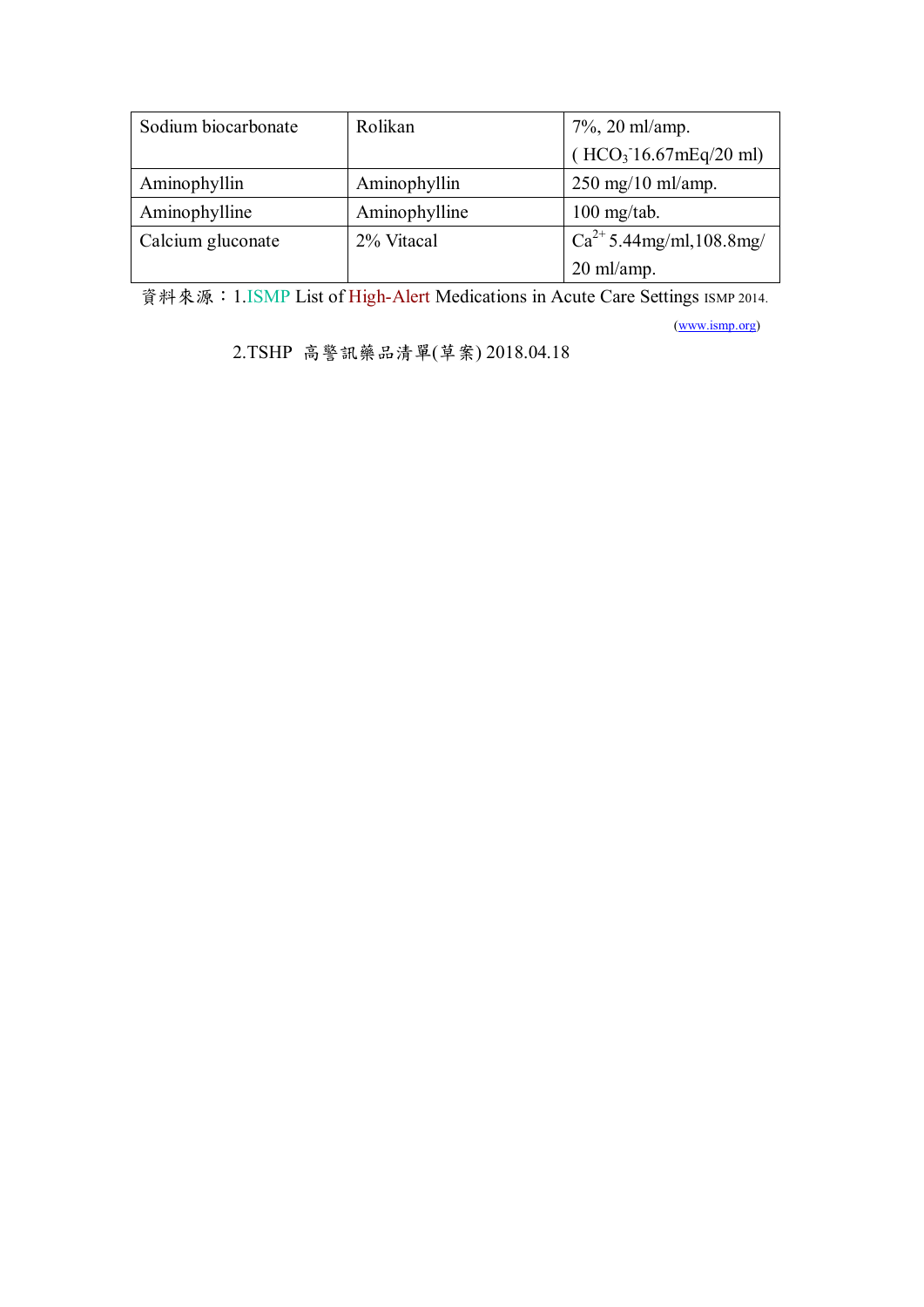| | | |
|---|---|---|
| Sodium biocarbonate | Rolikan | 7%, 20 ml/amp. ( $HCO_3^-$16.67mEq/20 ml) |
| Aminophyllin | Aminophyllin | 250 mg/10 ml/amp. |
| Aminophylline | Aminophylline | 100 mg/tab. |
| Calcium gluconate | 2% Vitacal | $Ca^{2+}$ 5.44mg/ml,108.8mg/ 20 ml/amp. |

資料來源：1.ISMP List of High-Alert Medications in Acute Care Settings ISMP 2014.

(www.ismp.org)

2.TSHP 高警訊藥品清單(草案) 2018.04.18